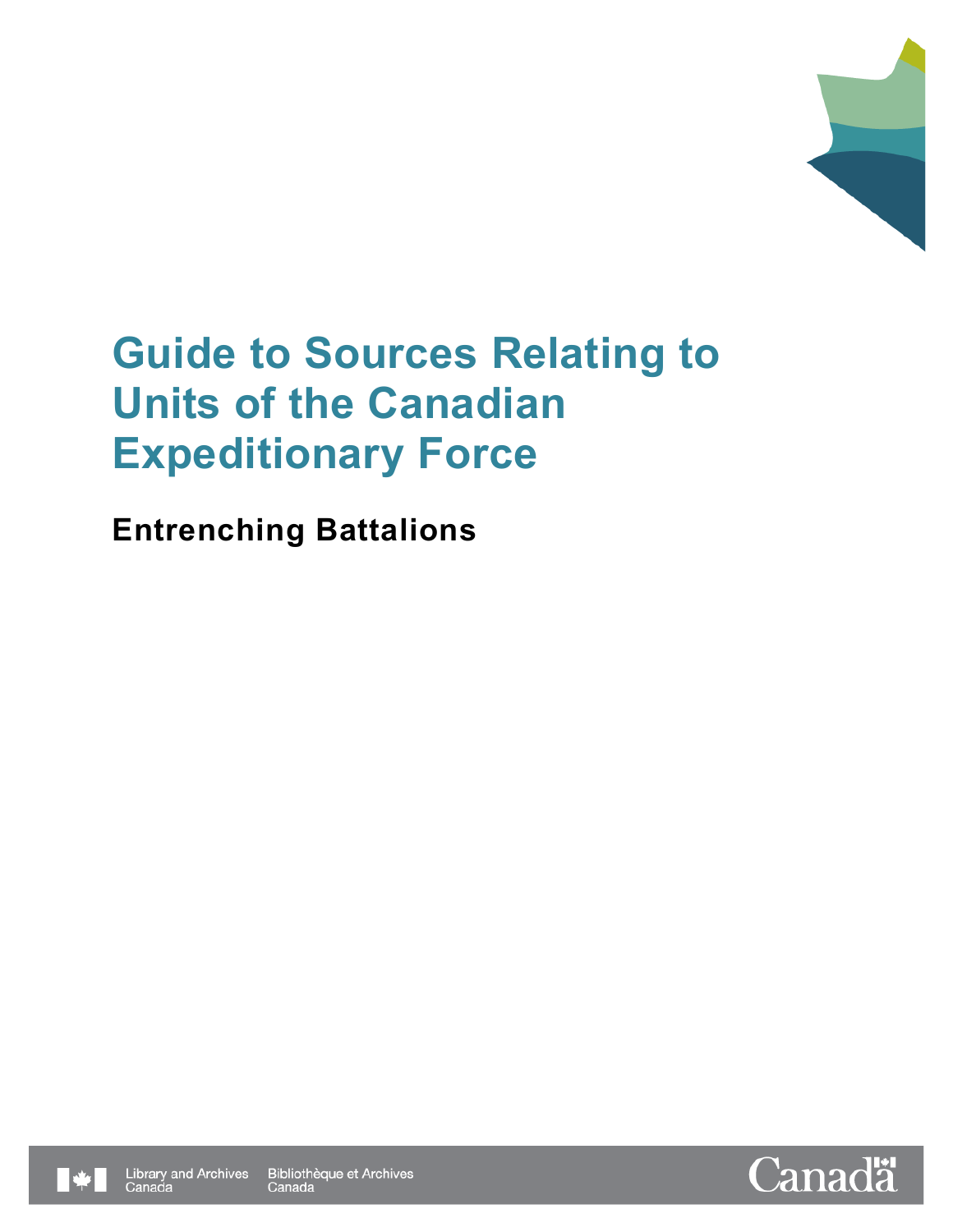# Guide to Sources Relating to Units of the Canadian Expeditionary Force

## Entrenching Battalions

Library and Archives Canada Bibliothèque et Archives Canada

Canada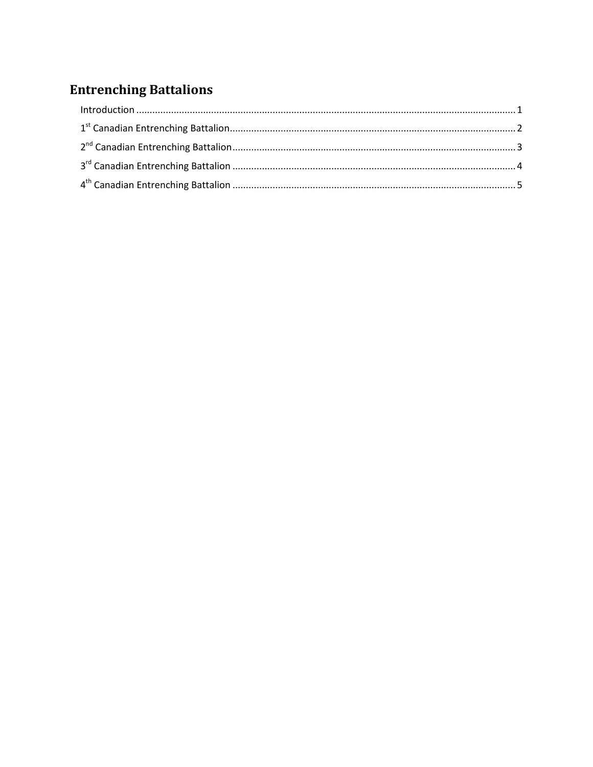# Entrenching Battalions

Introduction ............................................................................................................................................ 1
1st Canadian Entrenching Battalion........................................................................................................... 2
2nd Canadian Entrenching Battalion.......................................................................................................... 3
3rd Canadian Entrenching Battalion .......................................................................................................... 4
4th Canadian Entrenching Battalion .......................................................................................................... 5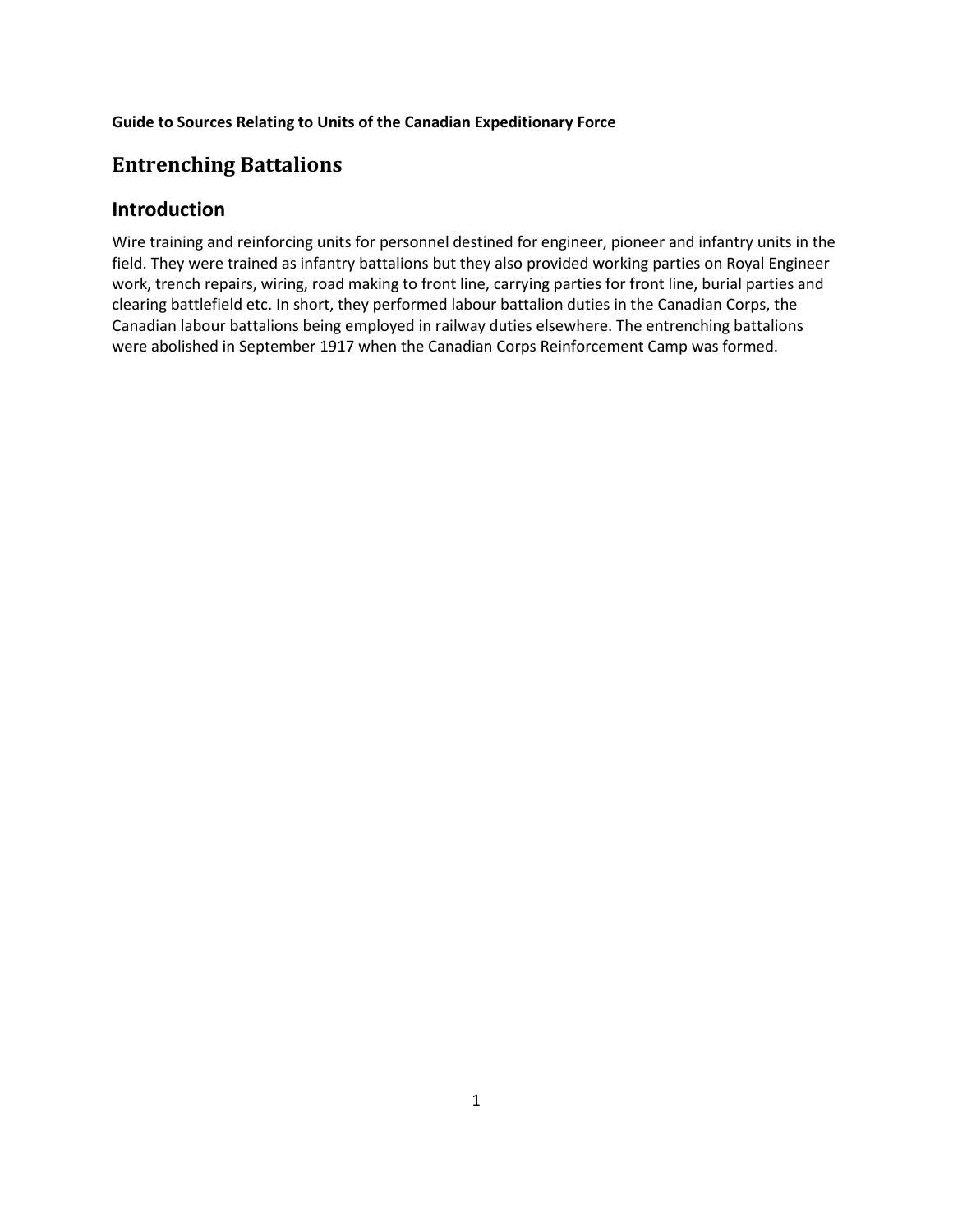**Guide to Sources Relating to Units of the Canadian Expeditionary Force**

# Entrenching Battalions

## Introduction

Wire training and reinforcing units for personnel destined for engineer, pioneer and infantry units in the field. They were trained as infantry battalions but they also provided working parties on Royal Engineer work, trench repairs, wiring, road making to front line, carrying parties for front line, burial parties and clearing battlefield etc. In short, they performed labour battalion duties in the Canadian Corps, the Canadian labour battalions being employed in railway duties elsewhere. The entrenching battalions were abolished in September 1917 when the Canadian Corps Reinforcement Camp was formed.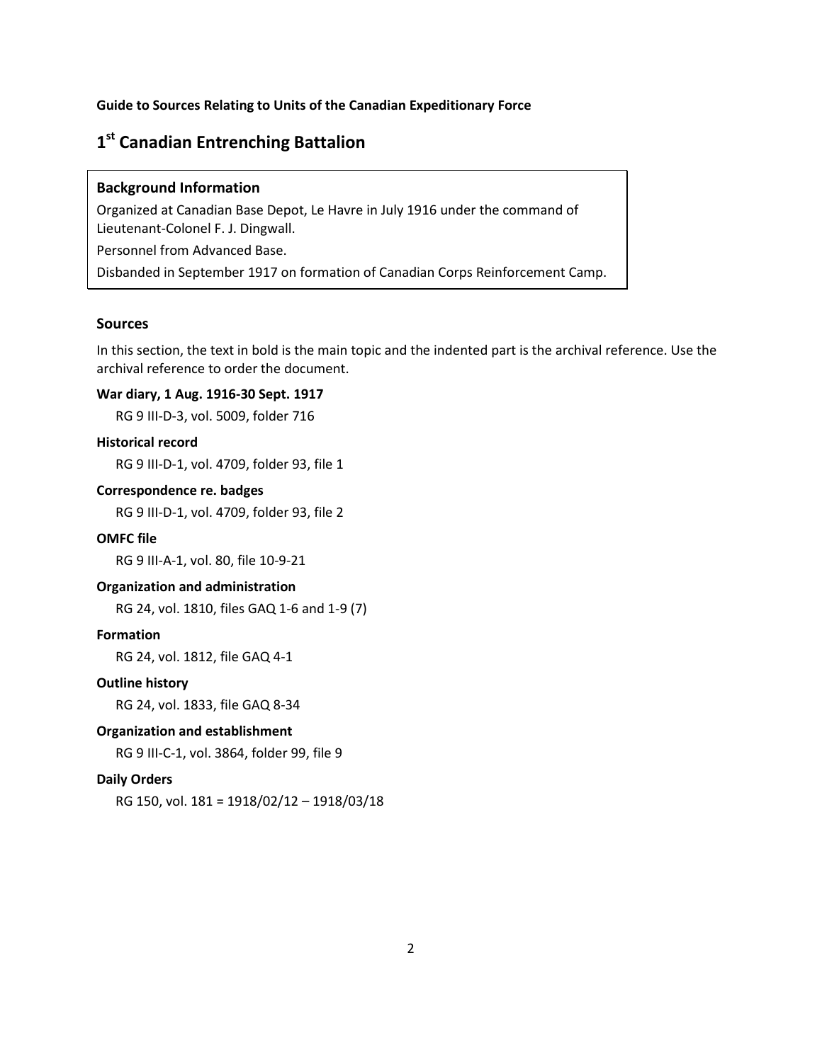**Guide to Sources Relating to Units of the Canadian Expeditionary Force**

# 1st Canadian Entrenching Battalion

### Background Information

Organized at Canadian Base Depot, Le Havre in July 1916 under the command of Lieutenant-Colonel F. J. Dingwall.

Personnel from Advanced Base.

Disbanded in September 1917 on formation of Canadian Corps Reinforcement Camp.

### Sources

In this section, the text in bold is the main topic and the indented part is the archival reference. Use the archival reference to order the document.

**War diary, 1 Aug. 1916-30 Sept. 1917**

RG 9 III-D-3, vol. 5009, folder 716

**Historical record**

RG 9 III-D-1, vol. 4709, folder 93, file 1

**Correspondence re. badges**

RG 9 III-D-1, vol. 4709, folder 93, file 2

**OMFC file**

RG 9 III-A-1, vol. 80, file 10-9-21

**Organization and administration**

RG 24, vol. 1810, files GAQ 1-6 and 1-9 (7)

**Formation**

RG 24, vol. 1812, file GAQ 4-1

**Outline history**

RG 24, vol. 1833, file GAQ 8-34

**Organization and establishment**

RG 9 III-C-1, vol. 3864, folder 99, file 9

**Daily Orders**

RG 150, vol. 181 = 1918/02/12 – 1918/03/18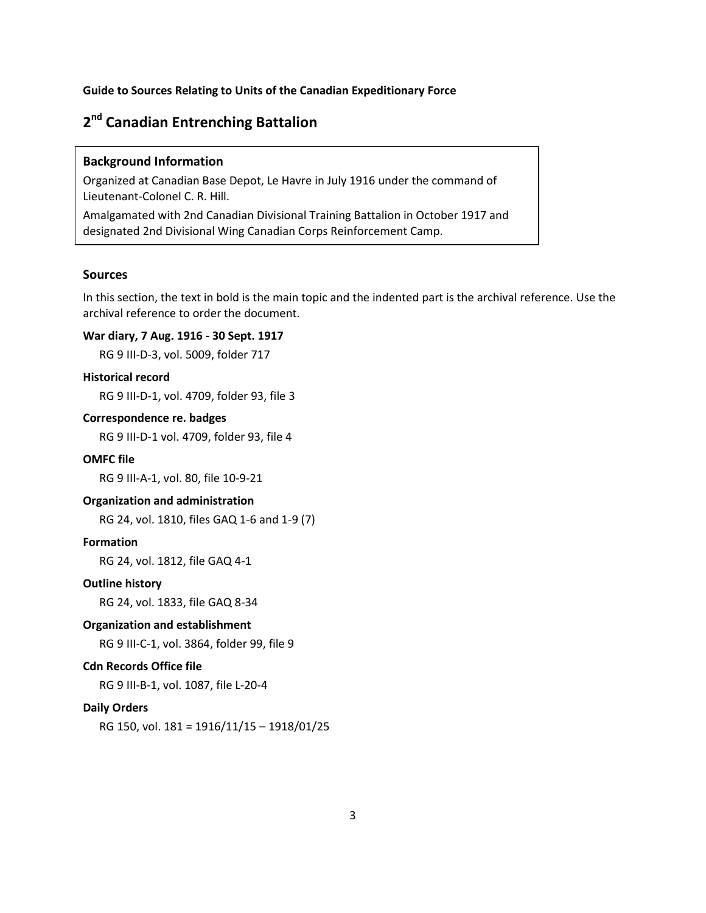**Guide to Sources Relating to Units of the Canadian Expeditionary Force**

# 2nd Canadian Entrenching Battalion

### Background Information

Organized at Canadian Base Depot, Le Havre in July 1916 under the command of Lieutenant-Colonel C. R. Hill.

Amalgamated with 2nd Canadian Divisional Training Battalion in October 1917 and designated 2nd Divisional Wing Canadian Corps Reinforcement Camp.

### Sources

In this section, the text in bold is the main topic and the indented part is the archival reference. Use the archival reference to order the document.

**War diary, 7 Aug. 1916 - 30 Sept. 1917**

RG 9 III-D-3, vol. 5009, folder 717

**Historical record**

RG 9 III-D-1, vol. 4709, folder 93, file 3

**Correspondence re. badges**

RG 9 III-D-1 vol. 4709, folder 93, file 4

**OMFC file**

RG 9 III-A-1, vol. 80, file 10-9-21

**Organization and administration**

RG 24, vol. 1810, files GAQ 1-6 and 1-9 (7)

**Formation**

RG 24, vol. 1812, file GAQ 4-1

**Outline history**

RG 24, vol. 1833, file GAQ 8-34

**Organization and establishment**

RG 9 III-C-1, vol. 3864, folder 99, file 9

**Cdn Records Office file**

RG 9 III-B-1, vol. 1087, file L-20-4

**Daily Orders**

RG 150, vol. 181 = 1916/11/15 – 1918/01/25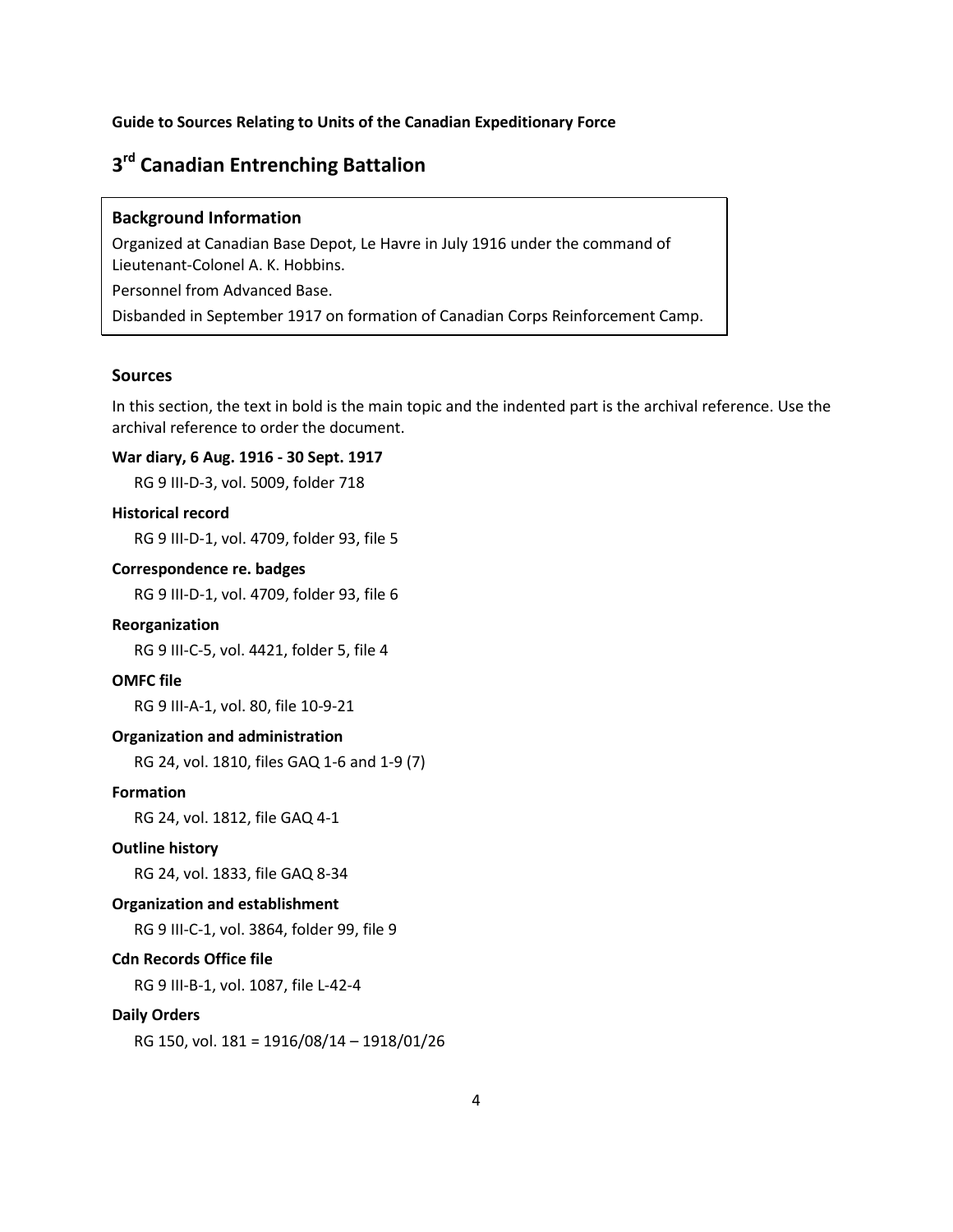**Guide to Sources Relating to Units of the Canadian Expeditionary Force**

# 3rd Canadian Entrenching Battalion

### Background Information

Organized at Canadian Base Depot, Le Havre in July 1916 under the command of Lieutenant-Colonel A. K. Hobbins.

Personnel from Advanced Base.

Disbanded in September 1917 on formation of Canadian Corps Reinforcement Camp.

### Sources

In this section, the text in bold is the main topic and the indented part is the archival reference. Use the archival reference to order the document.

**War diary, 6 Aug. 1916 - 30 Sept. 1917**

RG 9 III-D-3, vol. 5009, folder 718

**Historical record**

RG 9 III-D-1, vol. 4709, folder 93, file 5

**Correspondence re. badges**

RG 9 III-D-1, vol. 4709, folder 93, file 6

**Reorganization**

RG 9 III-C-5, vol. 4421, folder 5, file 4

**OMFC file**

RG 9 III-A-1, vol. 80, file 10-9-21

**Organization and administration**

RG 24, vol. 1810, files GAQ 1-6 and 1-9 (7)

**Formation**

RG 24, vol. 1812, file GAQ 4-1

**Outline history**

RG 24, vol. 1833, file GAQ 8-34

**Organization and establishment**

RG 9 III-C-1, vol. 3864, folder 99, file 9

**Cdn Records Office file**

RG 9 III-B-1, vol. 1087, file L-42-4

**Daily Orders**

RG 150, vol. 181 = 1916/08/14 – 1918/01/26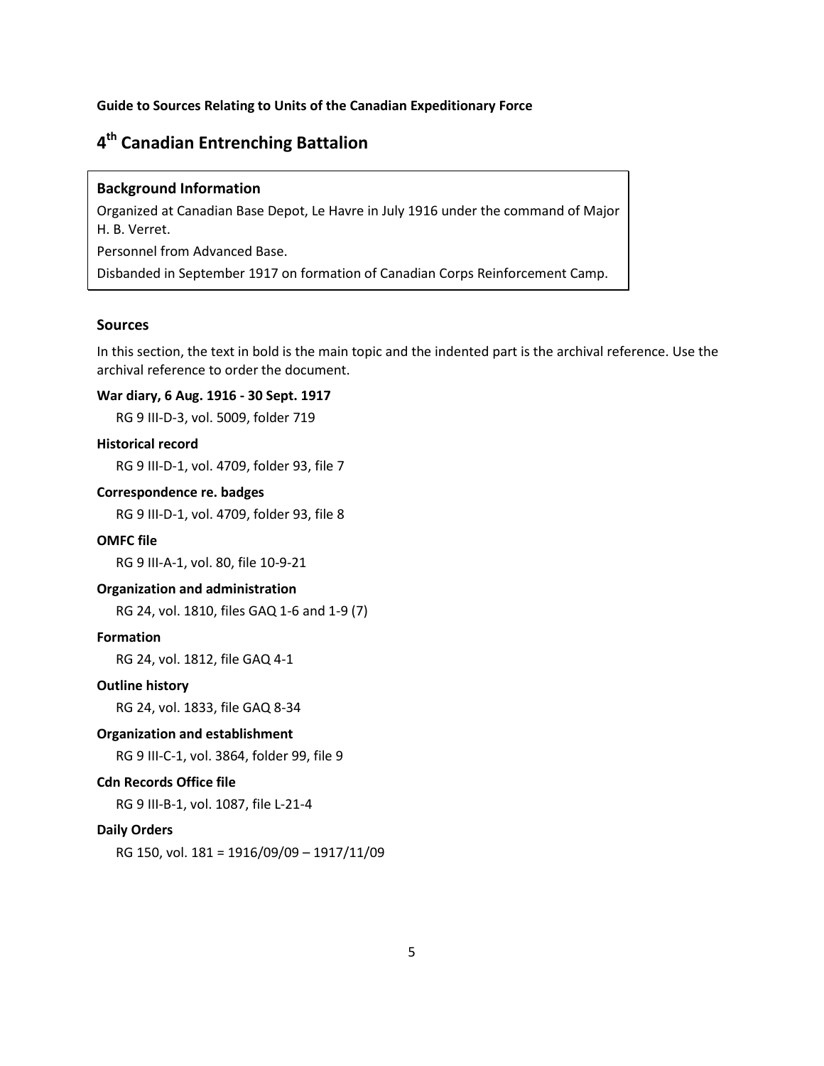**Guide to Sources Relating to Units of the Canadian Expeditionary Force**

# 4th Canadian Entrenching Battalion

**Background Information**

Organized at Canadian Base Depot, Le Havre in July 1916 under the command of Major H. B. Verret.

Personnel from Advanced Base.

Disbanded in September 1917 on formation of Canadian Corps Reinforcement Camp.

## Sources

In this section, the text in bold is the main topic and the indented part is the archival reference. Use the archival reference to order the document.

**War diary, 6 Aug. 1916 - 30 Sept. 1917**

RG 9 III-D-3, vol. 5009, folder 719

**Historical record**

RG 9 III-D-1, vol. 4709, folder 93, file 7

**Correspondence re. badges**

RG 9 III-D-1, vol. 4709, folder 93, file 8

**OMFC file**

RG 9 III-A-1, vol. 80, file 10-9-21

**Organization and administration**

RG 24, vol. 1810, files GAQ 1-6 and 1-9 (7)

**Formation**

RG 24, vol. 1812, file GAQ 4-1

**Outline history**

RG 24, vol. 1833, file GAQ 8-34

**Organization and establishment**

RG 9 III-C-1, vol. 3864, folder 99, file 9

**Cdn Records Office file**

RG 9 III-B-1, vol. 1087, file L-21-4

**Daily Orders**

RG 150, vol. 181 = 1916/09/09 – 1917/11/09